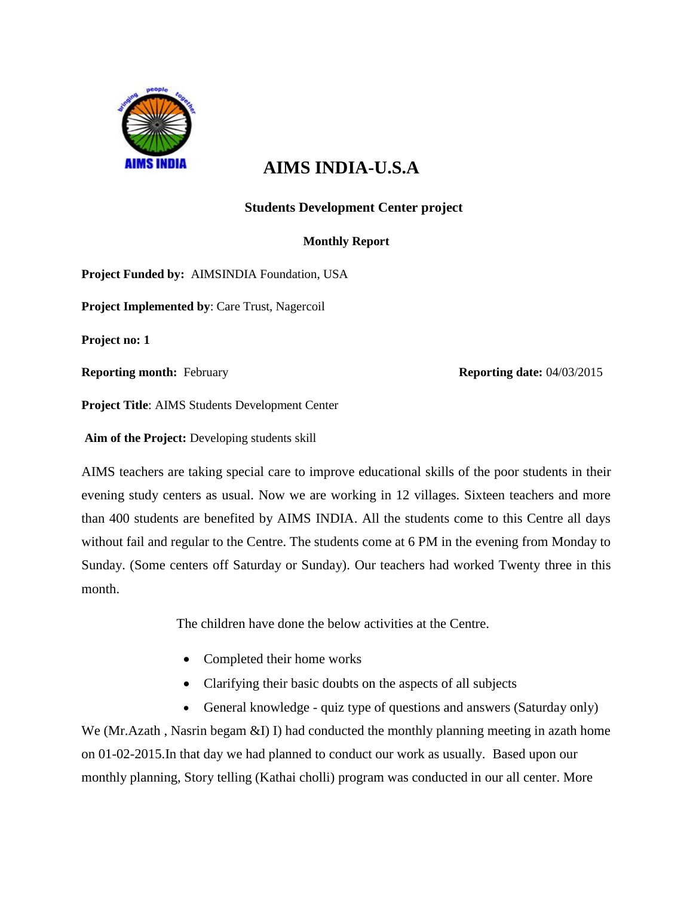# AIMS INDIA-U.S.A

### Students Development Center project

#### Monthly Report

**Project Funded by:** AIMSINDIA Foundation, USA

**Project Implemented by**: Care Trust, Nagercoil

**Project no: 1**

**Reporting month:** February **Reporting date:** 04/03/2015

**Project Title**: AIMS Students Development Center

**Aim of the Project:** Developing students skill

AIMS teachers are taking special care to improve educational skills of the poor students in their evening study centers as usual. Now we are working in 12 villages. Sixteen teachers and more than 400 students are benefited by AIMS INDIA. All the students come to this Centre all days without fail and regular to the Centre. The students come at 6 PM in the evening from Monday to Sunday. (Some centers off Saturday or Sunday). Our teachers had worked Twenty three in this month.

The children have done the below activities at the Centre.

- Completed their home works
- Clarifying their basic doubts on the aspects of all subjects
- General knowledge - quiz type of questions and answers (Saturday only)

We (Mr.Azath , Nasrin begam &I) I) had conducted the monthly planning meeting in azath home on 01-02-2015.In that day we had planned to conduct our work as usually. Based upon our monthly planning, Story telling (Kathai cholli) program was conducted in our all center. More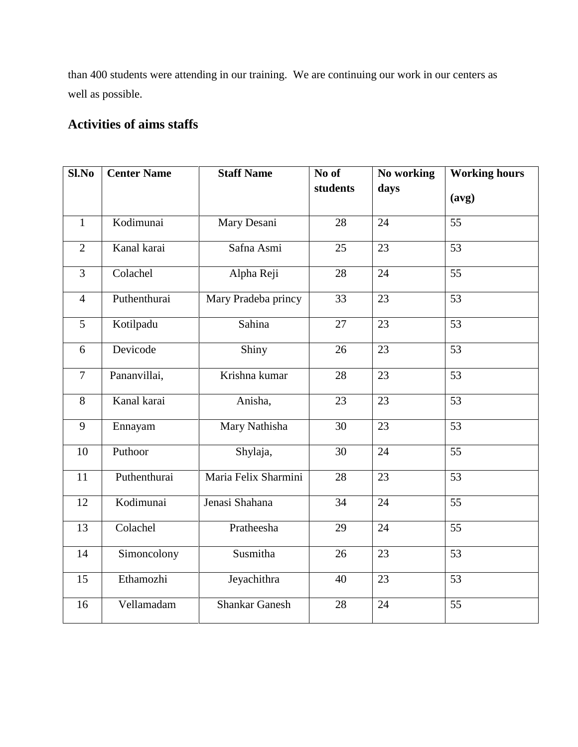than 400 students were attending in our training. We are continuing our work in our centers as well as possible.

## Activities of aims staffs

| Sl.No | Center Name | Staff Name | No of students | No working days | Working hours (avg) |
|---|---|---|---|---|---|
| 1 | Kodimunai | Mary Desani | 28 | 24 | 55 |
| 2 | Kanal karai | Safna Asmi | 25 | 23 | 53 |
| 3 | Colachel | Alpha Reji | 28 | 24 | 55 |
| 4 | Puthenthurai | Mary Pradeba princy | 33 | 23 | 53 |
| 5 | Kotilpadu | Sahina | 27 | 23 | 53 |
| 6 | Devicode | Shiny | 26 | 23 | 53 |
| 7 | Pananvillai, | Krishna kumar | 28 | 23 | 53 |
| 8 | Kanal karai | Anisha, | 23 | 23 | 53 |
| 9 | Ennayam | Mary Nathisha | 30 | 23 | 53 |
| 10 | Puthoor | Shylaja, | 30 | 24 | 55 |
| 11 | Puthenthurai | Maria Felix Sharmini | 28 | 23 | 53 |
| 12 | Kodimunai | Jenasi Shahana | 34 | 24 | 55 |
| 13 | Colachel | Pratheesha | 29 | 24 | 55 |
| 14 | Simoncolony | Susmitha | 26 | 23 | 53 |
| 15 | Ethamozhi | Jeyachithra | 40 | 23 | 53 |
| 16 | Vellamadam | Shankar Ganesh | 28 | 24 | 55 |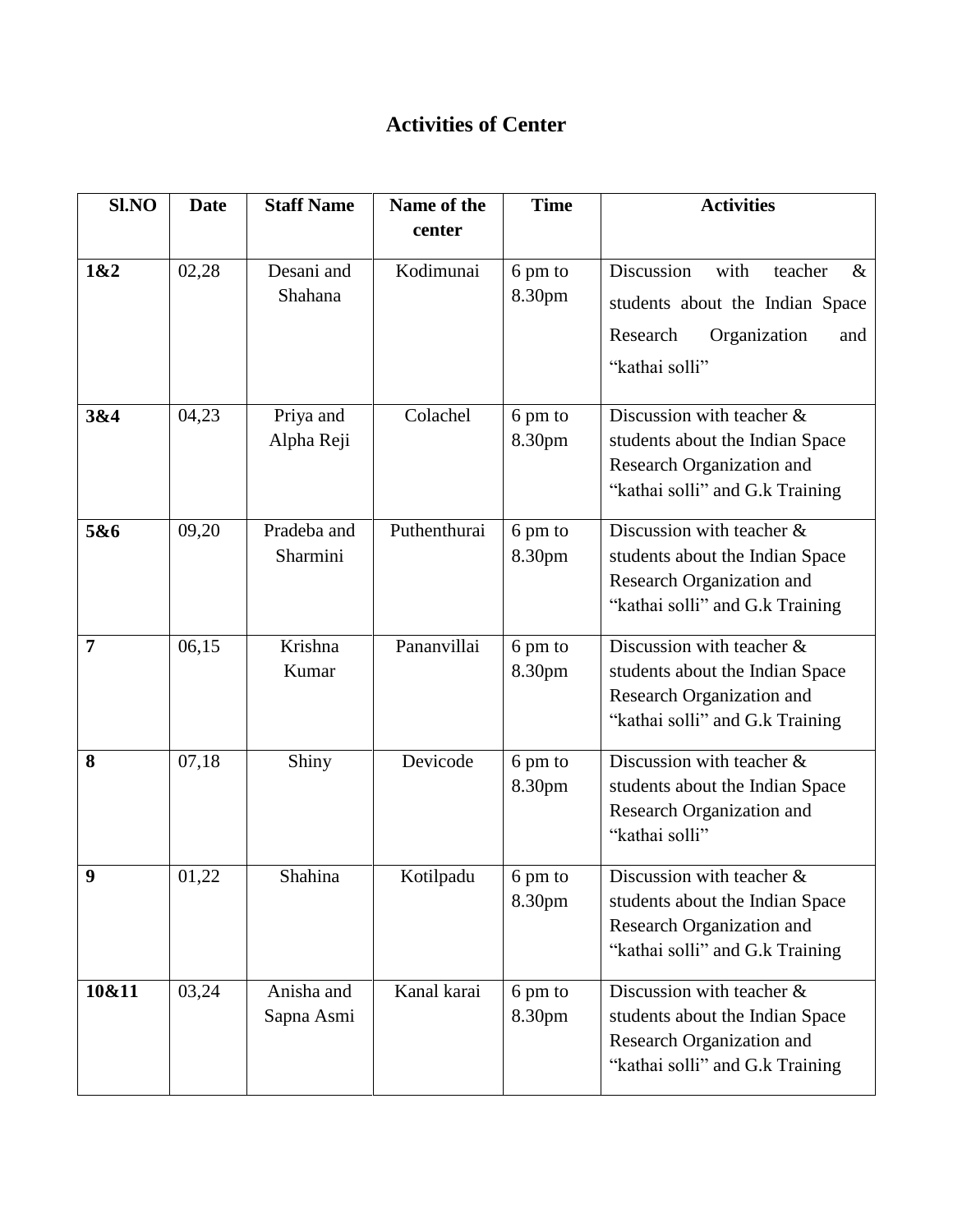# Activities of Center

| Sl.NO | Date | Staff Name | Name of the center | Time | Activities |
|---|---|---|---|---|---|
| **1&2** | 02,28 | Desani and Shahana | Kodimunai | 6 pm to 8.30pm | Discussion with teacher & students about the Indian Space Research Organization and "kathai solli" |
| **3&4** | 04,23 | Priya and Alpha Reji | Colachel | 6 pm to 8.30pm | Discussion with teacher & students about the Indian Space Research Organization and "kathai solli" and G.k Training |
| **5&6** | 09,20 | Pradeba and Sharmini | Puthenthurai | 6 pm to 8.30pm | Discussion with teacher & students about the Indian Space Research Organization and "kathai solli" and G.k Training |
| **7** | 06,15 | Krishna Kumar | Pananvillai | 6 pm to 8.30pm | Discussion with teacher & students about the Indian Space Research Organization and "kathai solli" and G.k Training |
| **8** | 07,18 | Shiny | Devicode | 6 pm to 8.30pm | Discussion with teacher & students about the Indian Space Research Organization and "kathai solli" |
| **9** | 01,22 | Shahina | Kotilpadu | 6 pm to 8.30pm | Discussion with teacher & students about the Indian Space Research Organization and "kathai solli" and G.k Training |
| **10&11** | 03,24 | Anisha and Sapna Asmi | Kanal karai | 6 pm to 8.30pm | Discussion with teacher & students about the Indian Space Research Organization and "kathai solli" and G.k Training |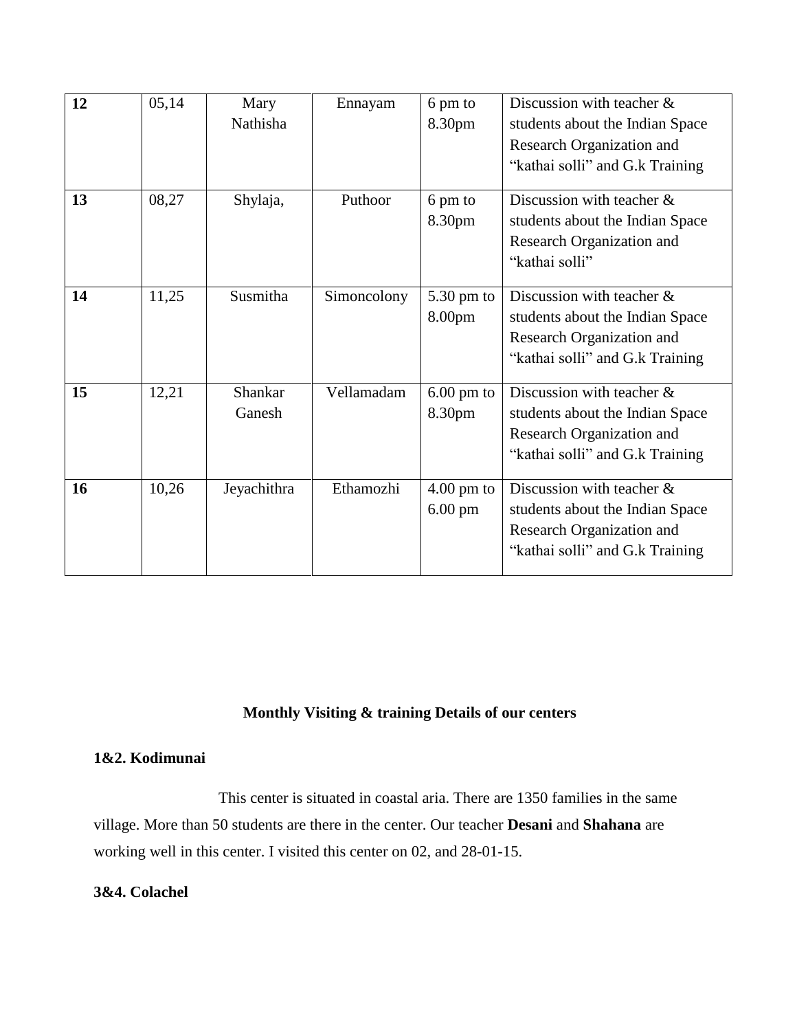| 12 | 05,14 | Mary Nathisha | Ennayam | 6 pm to 8.30pm | Discussion with teacher & students about the Indian Space Research Organization and “kathai solli” and G.k Training |
|---|---|---|---|---|---|
| 13 | 08,27 | Shylaja, | Puthoor | 6 pm to 8.30pm | Discussion with teacher & students about the Indian Space Research Organization and “kathai solli” |
| 14 | 11,25 | Susmitha | Simoncolony | 5.30 pm to 8.00pm | Discussion with teacher & students about the Indian Space Research Organization and “kathai solli” and G.k Training |
| 15 | 12,21 | Shankar Ganesh | Vellamadam | 6.00 pm to 8.30pm | Discussion with teacher & students about the Indian Space Research Organization and “kathai solli” and G.k Training |
| 16 | 10,26 | Jeyachithra | Ethamozhi | 4.00 pm to 6.00 pm | Discussion with teacher & students about the Indian Space Research Organization and “kathai solli” and G.k Training |

## Monthly Visiting & training Details of our centers

**1&2. Kodimunai**

This center is situated in coastal aria. There are 1350 families in the same village. More than 50 students are there in the center. Our teacher **Desani** and **Shahana** are working well in this center. I visited this center on 02, and 28-01-15.

**3&4. Colachel**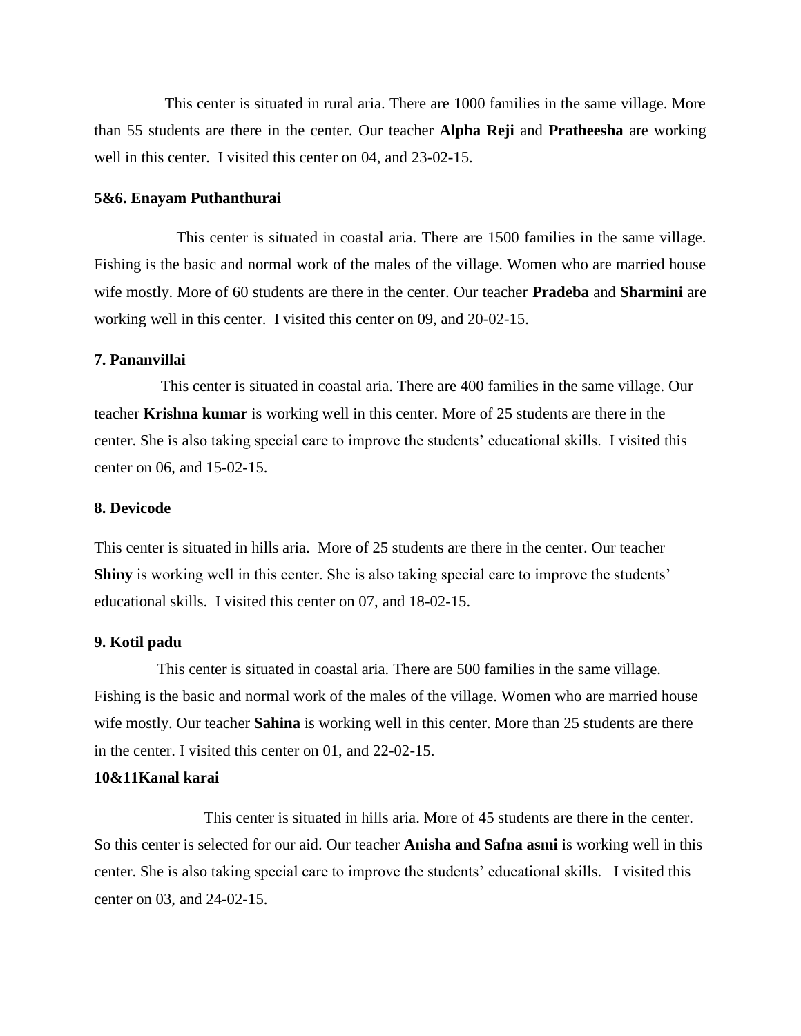This center is situated in rural aria. There are 1000 families in the same village. More than 55 students are there in the center. Our teacher **Alpha Reji** and **Pratheesha** are working well in this center. I visited this center on 04, and 23-02-15.

**5&6. Enayam Puthanthurai**

This center is situated in coastal aria. There are 1500 families in the same village. Fishing is the basic and normal work of the males of the village. Women who are married house wife mostly. More of 60 students are there in the center. Our teacher **Pradeba** and **Sharmini** are working well in this center. I visited this center on 09, and 20-02-15.

**7. Pananvillai**

This center is situated in coastal aria. There are 400 families in the same village. Our teacher **Krishna kumar** is working well in this center. More of 25 students are there in the center. She is also taking special care to improve the students' educational skills. I visited this center on 06, and 15-02-15.

**8. Devicode**

This center is situated in hills aria. More of 25 students are there in the center. Our teacher **Shiny** is working well in this center. She is also taking special care to improve the students' educational skills. I visited this center on 07, and 18-02-15.

**9. Kotil padu**

This center is situated in coastal aria. There are 500 families in the same village. Fishing is the basic and normal work of the males of the village. Women who are married house wife mostly. Our teacher **Sahina** is working well in this center. More than 25 students are there in the center. I visited this center on 01, and 22-02-15.

**10&11Kanal karai**

This center is situated in hills aria. More of 45 students are there in the center. So this center is selected for our aid. Our teacher **Anisha and Safna asmi** is working well in this center. She is also taking special care to improve the students' educational skills. I visited this center on 03, and 24-02-15.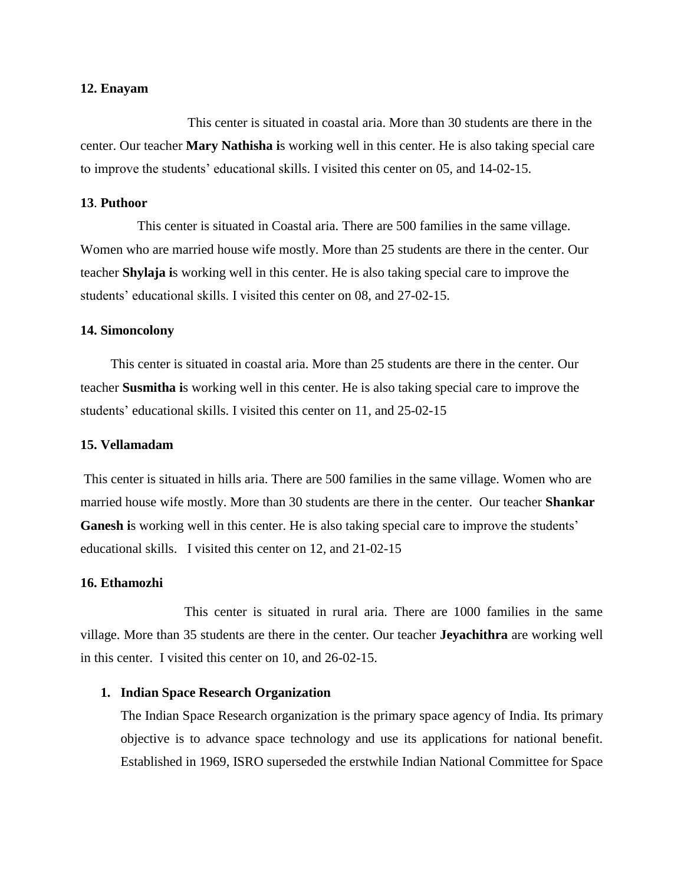**12. Enayam**

This center is situated in coastal aria. More than 30 students are there in the center. Our teacher **Mary Nathisha i**s working well in this center. He is also taking special care to improve the students' educational skills. I visited this center on 05, and 14-02-15.

**13**. **Puthoor**

This center is situated in Coastal aria. There are 500 families in the same village. Women who are married house wife mostly. More than 25 students are there in the center. Our teacher **Shylaja i**s working well in this center. He is also taking special care to improve the students' educational skills. I visited this center on 08, and 27-02-15.

**14. Simoncolony**

This center is situated in coastal aria. More than 25 students are there in the center. Our teacher **Susmitha i**s working well in this center. He is also taking special care to improve the students' educational skills. I visited this center on 11, and 25-02-15

**15. Vellamadam**

This center is situated in hills aria. There are 500 families in the same village. Women who are married house wife mostly. More than 30 students are there in the center. Our teacher **Shankar Ganesh i**s working well in this center. He is also taking special care to improve the students' educational skills. I visited this center on 12, and 21-02-15

**16. Ethamozhi**

This center is situated in rural aria. There are 1000 families in the same village. More than 35 students are there in the center. Our teacher **Jeyachithra** are working well in this center. I visited this center on 10, and 26-02-15.

1. **Indian Space Research Organization**

   The Indian Space Research organization is the primary space agency of India. Its primary objective is to advance space technology and use its applications for national benefit. Established in 1969, ISRO superseded the erstwhile Indian National Committee for Space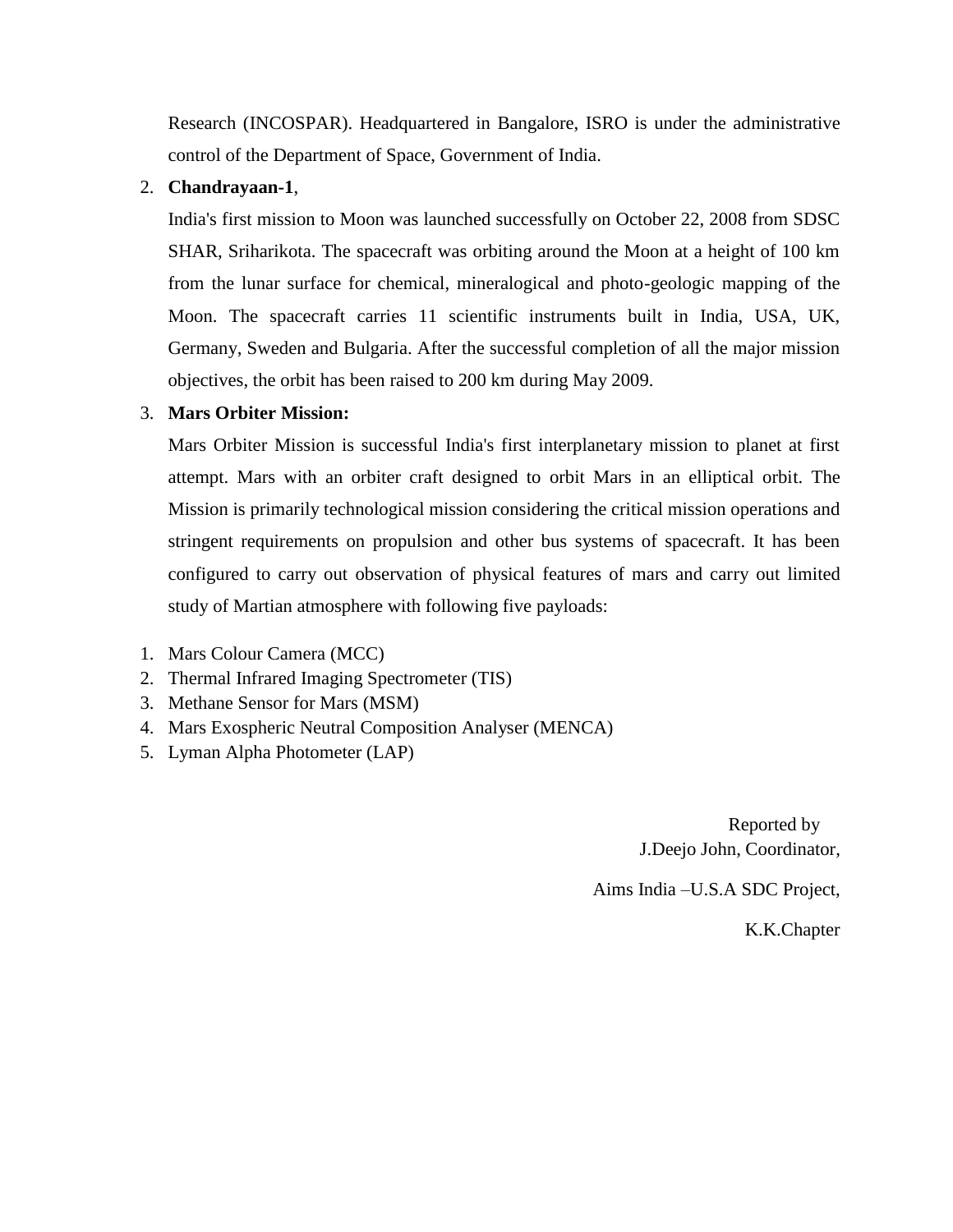Research (INCOSPAR). Headquartered in Bangalore, ISRO is under the administrative control of the Department of Space, Government of India.

2. **Chandrayaan-1**,

   India's first mission to Moon was launched successfully on October 22, 2008 from SDSC SHAR, Sriharikota. The spacecraft was orbiting around the Moon at a height of 100 km from the lunar surface for chemical, mineralogical and photo-geologic mapping of the Moon. The spacecraft carries 11 scientific instruments built in India, USA, UK, Germany, Sweden and Bulgaria. After the successful completion of all the major mission objectives, the orbit has been raised to 200 km during May 2009.

3. **Mars Orbiter Mission:**

   Mars Orbiter Mission is successful India's first interplanetary mission to planet at first attempt. Mars with an orbiter craft designed to orbit Mars in an elliptical orbit. The Mission is primarily technological mission considering the critical mission operations and stringent requirements on propulsion and other bus systems of spacecraft. It has been configured to carry out observation of physical features of mars and carry out limited study of Martian atmosphere with following five payloads:

1. Mars Colour Camera (MCC)
2. Thermal Infrared Imaging Spectrometer (TIS)
3. Methane Sensor for Mars (MSM)
4. Mars Exospheric Neutral Composition Analyser (MENCA)
5. Lyman Alpha Photometer (LAP)

Reported by
J.Deejo John, Coordinator,

Aims India –U.S.A SDC Project,

K.K.Chapter